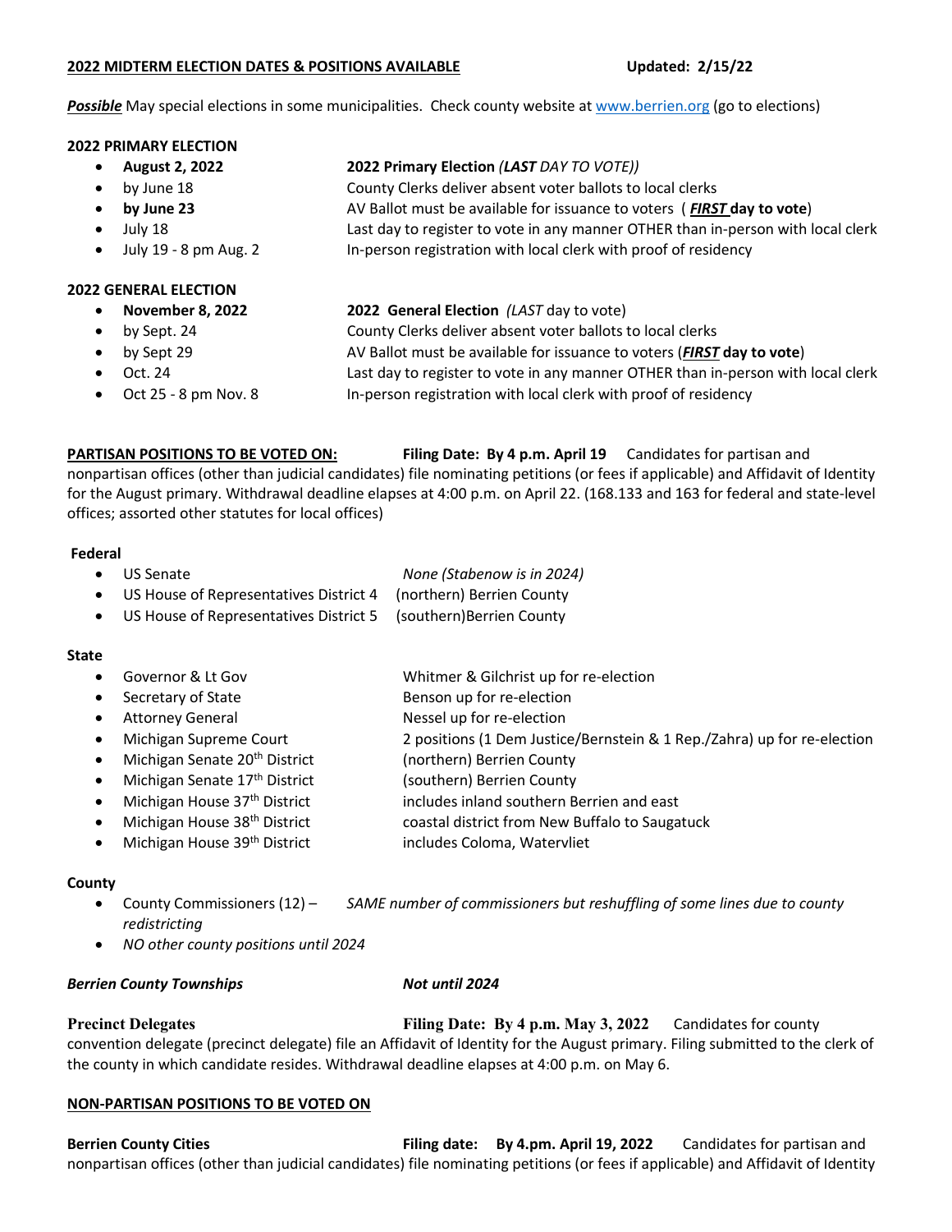**2022 MIDTERM ELECTION DATES & POSITIONS AVAILABLE** **Updated: 2/15/22**

***Possible*** May special elections in some municipalities. Check county website at [www.berrien.org](http://www.berrien.org) (go to elections)

**2022 PRIMARY ELECTION**

- **August 2, 2022** — **2022 Primary Election** ***(LAST** DAY TO VOTE))*
- by June 18 — County Clerks deliver absent voter ballots to local clerks
- **by June 23** — AV Ballot must be available for issuance to voters ( ***FIRST*** **day to vote**)
- July 18 — Last day to register to vote in any manner OTHER than in-person with local clerk
- July 19 - 8 pm Aug. 2 — In-person registration with local clerk with proof of residency

**2022 GENERAL ELECTION**

- **November 8, 2022** — **2022 General Election** *(LAST day to vote)*
- by Sept. 24 — County Clerks deliver absent voter ballots to local clerks
- by Sept 29 — AV Ballot must be available for issuance to voters (***FIRST*** **day to vote**)
- Oct. 24 — Last day to register to vote in any manner OTHER than in-person with local clerk
- Oct 25 - 8 pm Nov. 8 — In-person registration with local clerk with proof of residency

**PARTISAN POSITIONS TO BE VOTED ON:** **Filing Date: By 4 p.m. April 19** Candidates for partisan and nonpartisan offices (other than judicial candidates) file nominating petitions (or fees if applicable) and Affidavit of Identity for the August primary. Withdrawal deadline elapses at 4:00 p.m. on April 22. (168.133 and 163 for federal and state-level offices; assorted other statutes for local offices)

**Federal**

- US Senate — *None (Stabenow is in 2024)*
- US House of Representatives District 4 — (northern) Berrien County
- US House of Representatives District 5 — (southern)Berrien County

**State**

- Governor & Lt Gov — Whitmer & Gilchrist up for re-election
- Secretary of State — Benson up for re-election
- Attorney General — Nessel up for re-election
- Michigan Supreme Court — 2 positions (1 Dem Justice/Bernstein & 1 Rep./Zahra) up for re-election
- Michigan Senate 20th District — (northern) Berrien County
- Michigan Senate 17th District — (southern) Berrien County
- Michigan House 37th District — includes inland southern Berrien and east
- Michigan House 38th District — coastal district from New Buffalo to Saugatuck
- Michigan House 39th District — includes Coloma, Watervliet

**County**

- County Commissioners (12) – *SAME number of commissioners but reshuffling of some lines due to county redistricting*
- *NO other county positions until 2024*

***Berrien County Townships*** ***Not until 2024***

**Precinct Delegates** **Filing Date: By 4 p.m. May 3, 2022** Candidates for county convention delegate (precinct delegate) file an Affidavit of Identity for the August primary. Filing submitted to the clerk of the county in which candidate resides. Withdrawal deadline elapses at 4:00 p.m. on May 6.

**NON-PARTISAN POSITIONS TO BE VOTED ON**

**Berrien County Cities** **Filing date: By 4.pm. April 19, 2022** Candidates for partisan and nonpartisan offices (other than judicial candidates) file nominating petitions (or fees if applicable) and Affidavit of Identity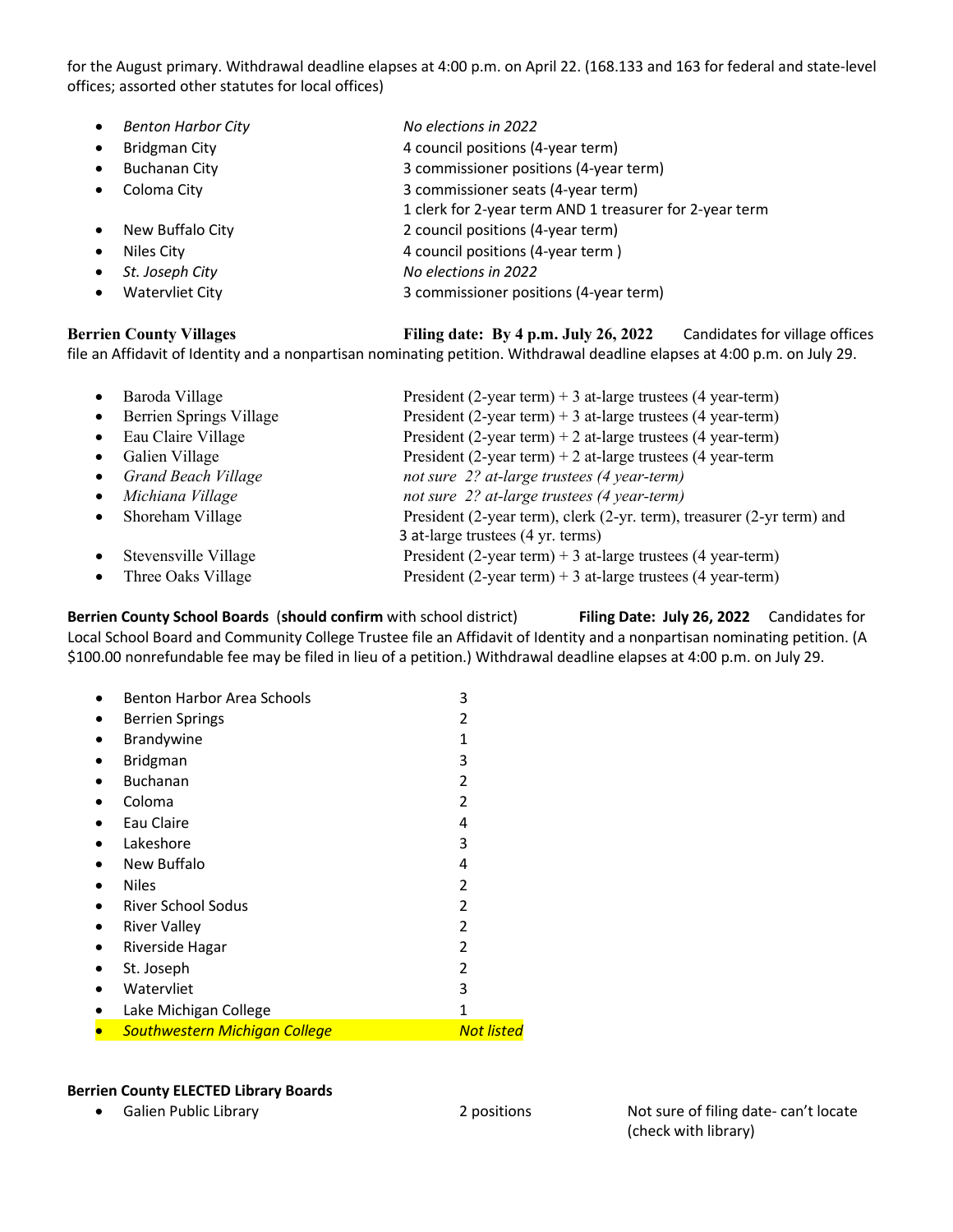for the August primary. Withdrawal deadline elapses at 4:00 p.m. on April 22. (168.133 and 163 for federal and state-level offices; assorted other statutes for local offices)

- *Benton Harbor City* — *No elections in 2022*
- Bridgman City — 4 council positions (4-year term)
- Buchanan City — 3 commissioner positions (4-year term)
- Coloma City — 3 commissioner seats (4-year term)
  1 clerk for 2-year term AND 1 treasurer for 2-year term
- New Buffalo City — 2 council positions (4-year term)
- Niles City — 4 council positions (4-year term )
- *St. Joseph City* — *No elections in 2022*
- Watervliet City — 3 commissioner positions (4-year term)

**Berrien County Villages** **Filing date: By 4 p.m. July 26, 2022** Candidates for village offices file an Affidavit of Identity and a nonpartisan nominating petition. Withdrawal deadline elapses at 4:00 p.m. on July 29.

- Baroda Village — President (2-year term) + 3 at-large trustees (4 year-term)
- Berrien Springs Village — President (2-year term) + 3 at-large trustees (4 year-term)
- Eau Claire Village — President (2-year term) + 2 at-large trustees (4 year-term)
- Galien Village — President (2-year term) + 2 at-large trustees (4 year-term
- *Grand Beach Village* — *not sure 2? at-large trustees (4 year-term)*
- *Michiana Village* — *not sure 2? at-large trustees (4 year-term)*
- Shoreham Village — President (2-year term), clerk (2-yr. term), treasurer (2-yr term) and 3 at-large trustees (4 yr. terms)
- Stevensville Village — President (2-year term) + 3 at-large trustees (4 year-term)
- Three Oaks Village — President (2-year term) + 3 at-large trustees (4 year-term)

**Berrien County School Boards** (**should confirm** with school district) **Filing Date: July 26, 2022** Candidates for Local School Board and Community College Trustee file an Affidavit of Identity and a nonpartisan nominating petition. (A $100.00 nonrefundable fee may be filed in lieu of a petition.) Withdrawal deadline elapses at 4:00 p.m. on July 29.

- Benton Harbor Area Schools — 3
- Berrien Springs — 2
- Brandywine — 1
- Bridgman — 3
- Buchanan — 2
- Coloma — 2
- Eau Claire — 4
- Lakeshore — 3
- New Buffalo — 4
- Niles — 2
- River School Sodus — 2
- River Valley — 2
- Riverside Hagar — 2
- St. Joseph — 2
- Watervliet — 3
- Lake Michigan College — 1
- *Southwestern Michigan College* — *Not listed*

**Berrien County ELECTED Library Boards**

- Galien Public Library — 2 positions — Not sure of filing date- can't locate (check with library)